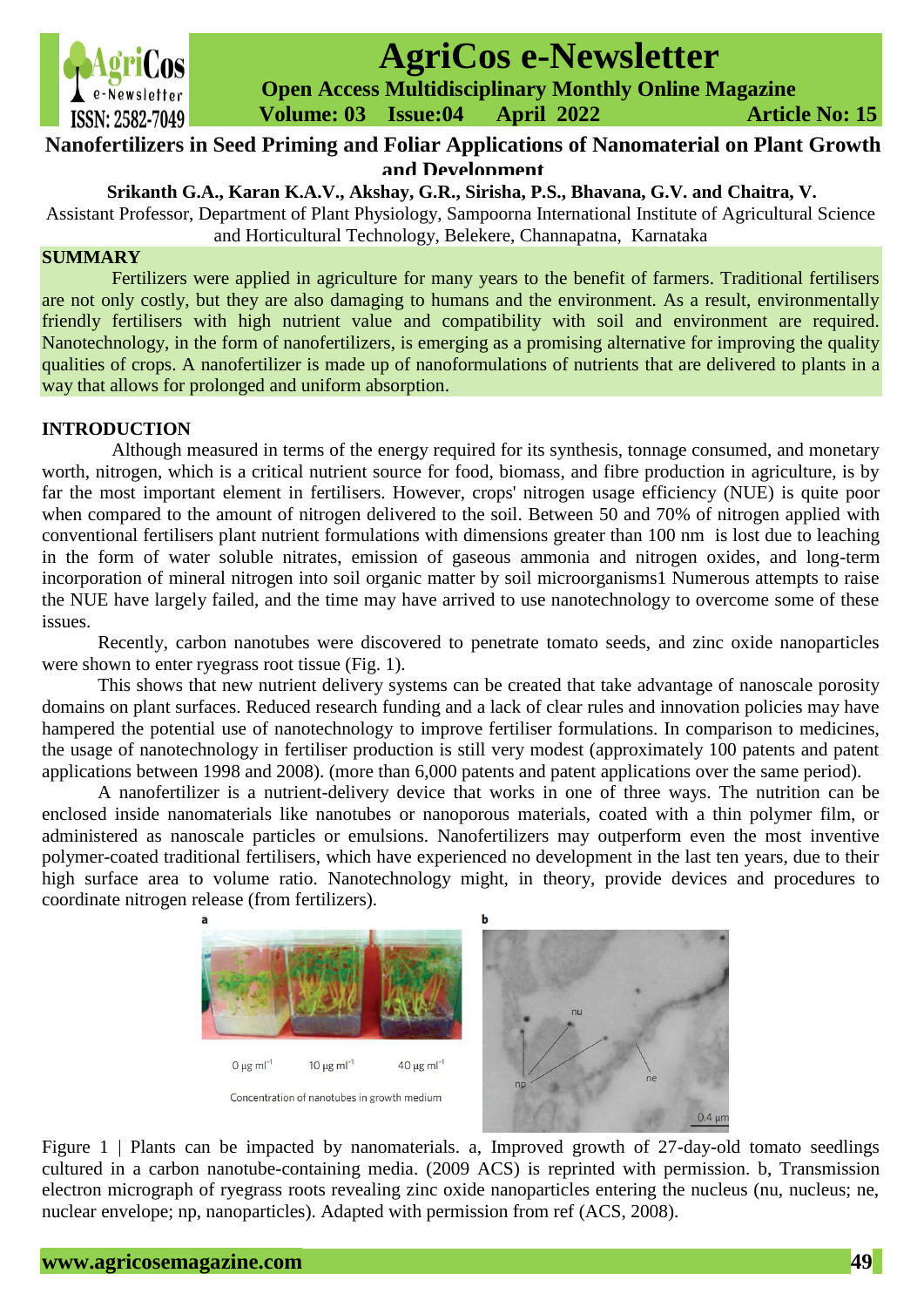# Nanofertilizers in Seed Priming and Foliar Applications of Nanomaterial on Plant Growth and Development

**Srikanth G.A., Karan K.A.V., Akshay, G.R., Sirisha, P.S., Bhavana, G.V. and Chaitra, V.**

Assistant Professor, Department of Plant Physiology, Sampoorna International Institute of Agricultural Science and Horticultural Technology, Belekere, Channapatna, Karnataka

## SUMMARY

Fertilizers were applied in agriculture for many years to the benefit of farmers. Traditional fertilisers are not only costly, but they are also damaging to humans and the environment. As a result, environmentally friendly fertilisers with high nutrient value and compatibility with soil and environment are required. Nanotechnology, in the form of nanofertilizers, is emerging as a promising alternative for improving the quality qualities of crops. A nanofertilizer is made up of nanoformulations of nutrients that are delivered to plants in a way that allows for prolonged and uniform absorption.

## INTRODUCTION

Although measured in terms of the energy required for its synthesis, tonnage consumed, and monetary worth, nitrogen, which is a critical nutrient source for food, biomass, and fibre production in agriculture, is by far the most important element in fertilisers. However, crops' nitrogen usage efficiency (NUE) is quite poor when compared to the amount of nitrogen delivered to the soil. Between 50 and 70% of nitrogen applied with conventional fertilisers plant nutrient formulations with dimensions greater than 100 nm is lost due to leaching in the form of water soluble nitrates, emission of gaseous ammonia and nitrogen oxides, and long-term incorporation of mineral nitrogen into soil organic matter by soil microorganisms1 Numerous attempts to raise the NUE have largely failed, and the time may have arrived to use nanotechnology to overcome some of these issues.

Recently, carbon nanotubes were discovered to penetrate tomato seeds, and zinc oxide nanoparticles were shown to enter ryegrass root tissue (Fig. 1).

This shows that new nutrient delivery systems can be created that take advantage of nanoscale porosity domains on plant surfaces. Reduced research funding and a lack of clear rules and innovation policies may have hampered the potential use of nanotechnology to improve fertiliser formulations. In comparison to medicines, the usage of nanotechnology in fertiliser production is still very modest (approximately 100 patents and patent applications between 1998 and 2008). (more than 6,000 patents and patent applications over the same period).

A nanofertilizer is a nutrient-delivery device that works in one of three ways. The nutrition can be enclosed inside nanomaterials like nanotubes or nanoporous materials, coated with a thin polymer film, or administered as nanoscale particles or emulsions. Nanofertilizers may outperform even the most inventive polymer-coated traditional fertilisers, which have experienced no development in the last ten years, due to their high surface area to volume ratio. Nanotechnology might, in theory, provide devices and procedures to coordinate nitrogen release (from fertilizers).

Figure 1 | Plants can be impacted by nanomaterials. a, Improved growth of 27-day-old tomato seedlings cultured in a carbon nanotube-containing media. (2009 ACS) is reprinted with permission. b, Transmission electron micrograph of ryegrass roots revealing zinc oxide nanoparticles entering the nucleus (nu, nucleus; ne, nuclear envelope; np, nanoparticles). Adapted with permission from ref (ACS, 2008).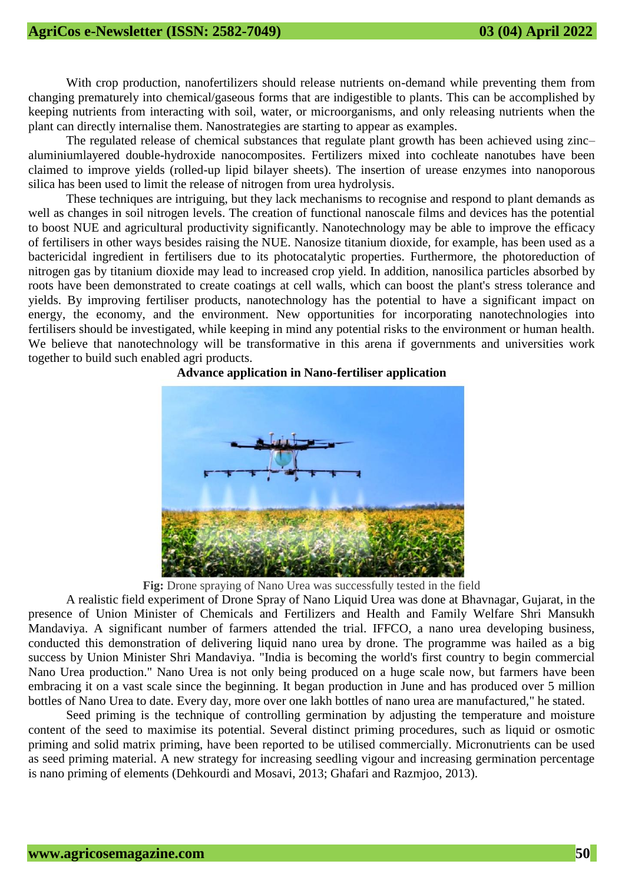With crop production, nanofertilizers should release nutrients on-demand while preventing them from changing prematurely into chemical/gaseous forms that are indigestible to plants. This can be accomplished by keeping nutrients from interacting with soil, water, or microorganisms, and only releasing nutrients when the plant can directly internalise them. Nanostrategies are starting to appear as examples.

The regulated release of chemical substances that regulate plant growth has been achieved using zinc–aluminiumlayered double-hydroxide nanocomposites. Fertilizers mixed into cochleate nanotubes have been claimed to improve yields (rolled-up lipid bilayer sheets). The insertion of urease enzymes into nanoporous silica has been used to limit the release of nitrogen from urea hydrolysis.

These techniques are intriguing, but they lack mechanisms to recognise and respond to plant demands as well as changes in soil nitrogen levels. The creation of functional nanoscale films and devices has the potential to boost NUE and agricultural productivity significantly. Nanotechnology may be able to improve the efficacy of fertilisers in other ways besides raising the NUE. Nanosize titanium dioxide, for example, has been used as a bactericidal ingredient in fertilisers due to its photocatalytic properties. Furthermore, the photoreduction of nitrogen gas by titanium dioxide may lead to increased crop yield. In addition, nanosilica particles absorbed by roots have been demonstrated to create coatings at cell walls, which can boost the plant's stress tolerance and yields. By improving fertiliser products, nanotechnology has the potential to have a significant impact on energy, the economy, and the environment. New opportunities for incorporating nanotechnologies into fertilisers should be investigated, while keeping in mind any potential risks to the environment or human health. We believe that nanotechnology will be transformative in this arena if governments and universities work together to build such enabled agri products.

**Advance application in Nano-fertiliser application**

**Fig:** Drone spraying of Nano Urea was successfully tested in the field

A realistic field experiment of Drone Spray of Nano Liquid Urea was done at Bhavnagar, Gujarat, in the presence of Union Minister of Chemicals and Fertilizers and Health and Family Welfare Shri Mansukh Mandaviya. A significant number of farmers attended the trial. IFFCO, a nano urea developing business, conducted this demonstration of delivering liquid nano urea by drone. The programme was hailed as a big success by Union Minister Shri Mandaviya. "India is becoming the world's first country to begin commercial Nano Urea production." Nano Urea is not only being produced on a huge scale now, but farmers have been embracing it on a vast scale since the beginning. It began production in June and has produced over 5 million bottles of Nano Urea to date. Every day, more over one lakh bottles of nano urea are manufactured," he stated.

Seed priming is the technique of controlling germination by adjusting the temperature and moisture content of the seed to maximise its potential. Several distinct priming procedures, such as liquid or osmotic priming and solid matrix priming, have been reported to be utilised commercially. Micronutrients can be used as seed priming material. A new strategy for increasing seedling vigour and increasing germination percentage is nano priming of elements (Dehkourdi and Mosavi, 2013; Ghafari and Razmjoo, 2013).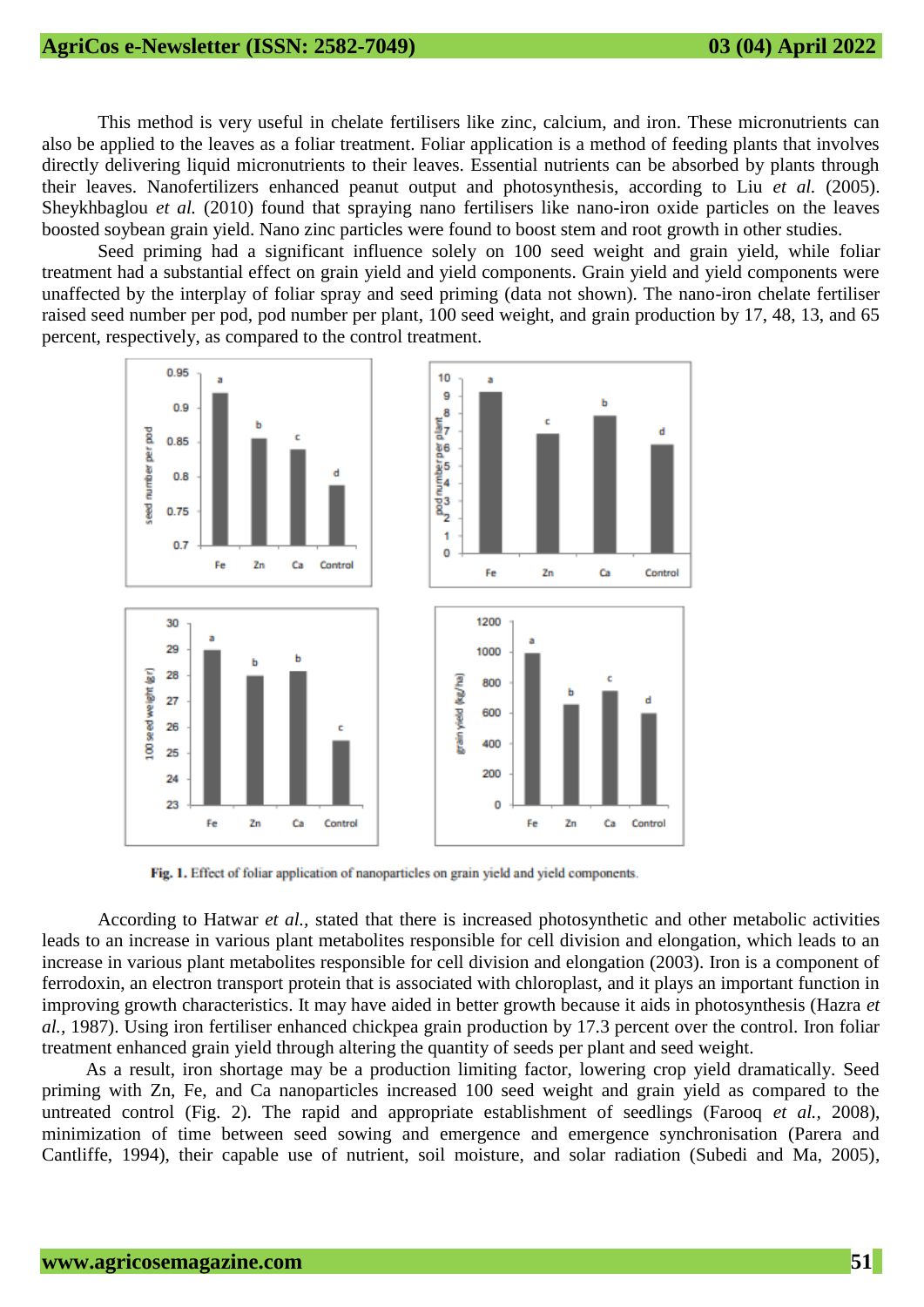This method is very useful in chelate fertilisers like zinc, calcium, and iron. These micronutrients can also be applied to the leaves as a foliar treatment. Foliar application is a method of feeding plants that involves directly delivering liquid micronutrients to their leaves. Essential nutrients can be absorbed by plants through their leaves. Nanofertilizers enhanced peanut output and photosynthesis, according to Liu *et al.* (2005). Sheykhbaglou *et al.* (2010) found that spraying nano fertilisers like nano-iron oxide particles on the leaves boosted soybean grain yield. Nano zinc particles were found to boost stem and root growth in other studies.

Seed priming had a significant influence solely on 100 seed weight and grain yield, while foliar treatment had a substantial effect on grain yield and yield components. Grain yield and yield components were unaffected by the interplay of foliar spray and seed priming (data not shown). The nano-iron chelate fertiliser raised seed number per pod, pod number per plant, 100 seed weight, and grain production by 17, 48, 13, and 65 percent, respectively, as compared to the control treatment.

**Fig. 1.** Effect of foliar application of nanoparticles on grain yield and yield components.

According to Hatwar *et al.*, stated that there is increased photosynthetic and other metabolic activities leads to an increase in various plant metabolites responsible for cell division and elongation, which leads to an increase in various plant metabolites responsible for cell division and elongation (2003). Iron is a component of ferrodoxin, an electron transport protein that is associated with chloroplast, and it plays an important function in improving growth characteristics. It may have aided in better growth because it aids in photosynthesis (Hazra *et al.*, 1987). Using iron fertiliser enhanced chickpea grain production by 17.3 percent over the control. Iron foliar treatment enhanced grain yield through altering the quantity of seeds per plant and seed weight.

As a result, iron shortage may be a production limiting factor, lowering crop yield dramatically. Seed priming with Zn, Fe, and Ca nanoparticles increased 100 seed weight and grain yield as compared to the untreated control (Fig. 2). The rapid and appropriate establishment of seedlings (Farooq *et al.*, 2008), minimization of time between seed sowing and emergence and emergence synchronisation (Parera and Cantliffe, 1994), their capable use of nutrient, soil moisture, and solar radiation (Subedi and Ma, 2005),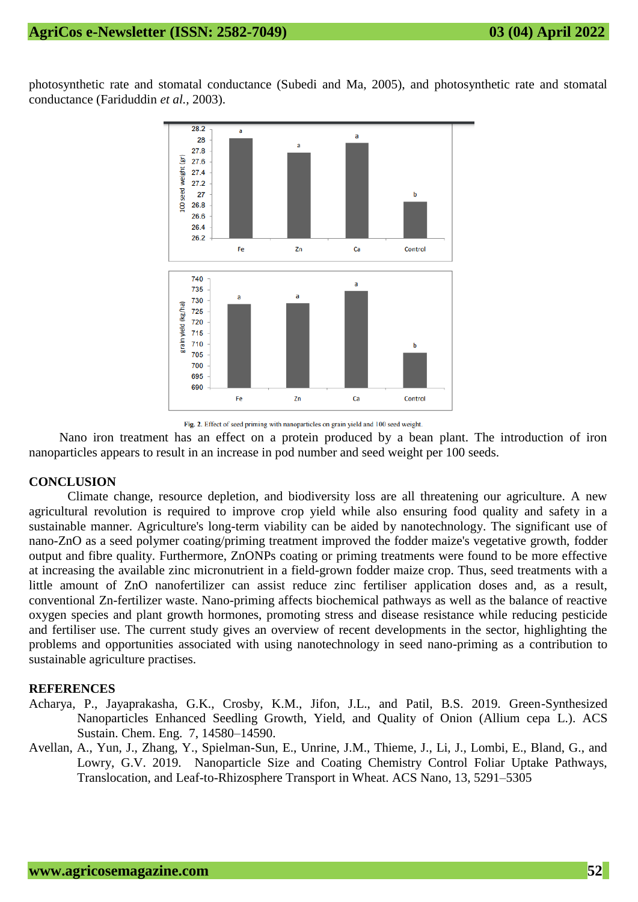photosynthetic rate and stomatal conductance (Subedi and Ma, 2005), and photosynthetic rate and stomatal conductance (Fariduddin *et al.*, 2003).

Fig. 2. Effect of seed priming with nanoparticles on grain yield and 100 seed weight.

Nano iron treatment has an effect on a protein produced by a bean plant. The introduction of iron nanoparticles appears to result in an increase in pod number and seed weight per 100 seeds.

## CONCLUSION

Climate change, resource depletion, and biodiversity loss are all threatening our agriculture. A new agricultural revolution is required to improve crop yield while also ensuring food quality and safety in a sustainable manner. Agriculture's long-term viability can be aided by nanotechnology. The significant use of nano-ZnO as a seed polymer coating/priming treatment improved the fodder maize's vegetative growth, fodder output and fibre quality. Furthermore, ZnONPs coating or priming treatments were found to be more effective at increasing the available zinc micronutrient in a field-grown fodder maize crop. Thus, seed treatments with a little amount of ZnO nanofertilizer can assist reduce zinc fertiliser application doses and, as a result, conventional Zn-fertilizer waste. Nano-priming affects biochemical pathways as well as the balance of reactive oxygen species and plant growth hormones, promoting stress and disease resistance while reducing pesticide and fertiliser use. The current study gives an overview of recent developments in the sector, highlighting the problems and opportunities associated with using nanotechnology in seed nano-priming as a contribution to sustainable agriculture practises.

## REFERENCES

Acharya, P., Jayaprakasha, G.K., Crosby, K.M., Jifon, J.L., and Patil, B.S. 2019. Green-Synthesized Nanoparticles Enhanced Seedling Growth, Yield, and Quality of Onion (Allium cepa L.). ACS Sustain. Chem. Eng. 7, 14580–14590.

Avellan, A., Yun, J., Zhang, Y., Spielman-Sun, E., Unrine, J.M., Thieme, J., Li, J., Lombi, E., Bland, G., and Lowry, G.V. 2019. Nanoparticle Size and Coating Chemistry Control Foliar Uptake Pathways, Translocation, and Leaf-to-Rhizosphere Transport in Wheat. ACS Nano, 13, 5291–5305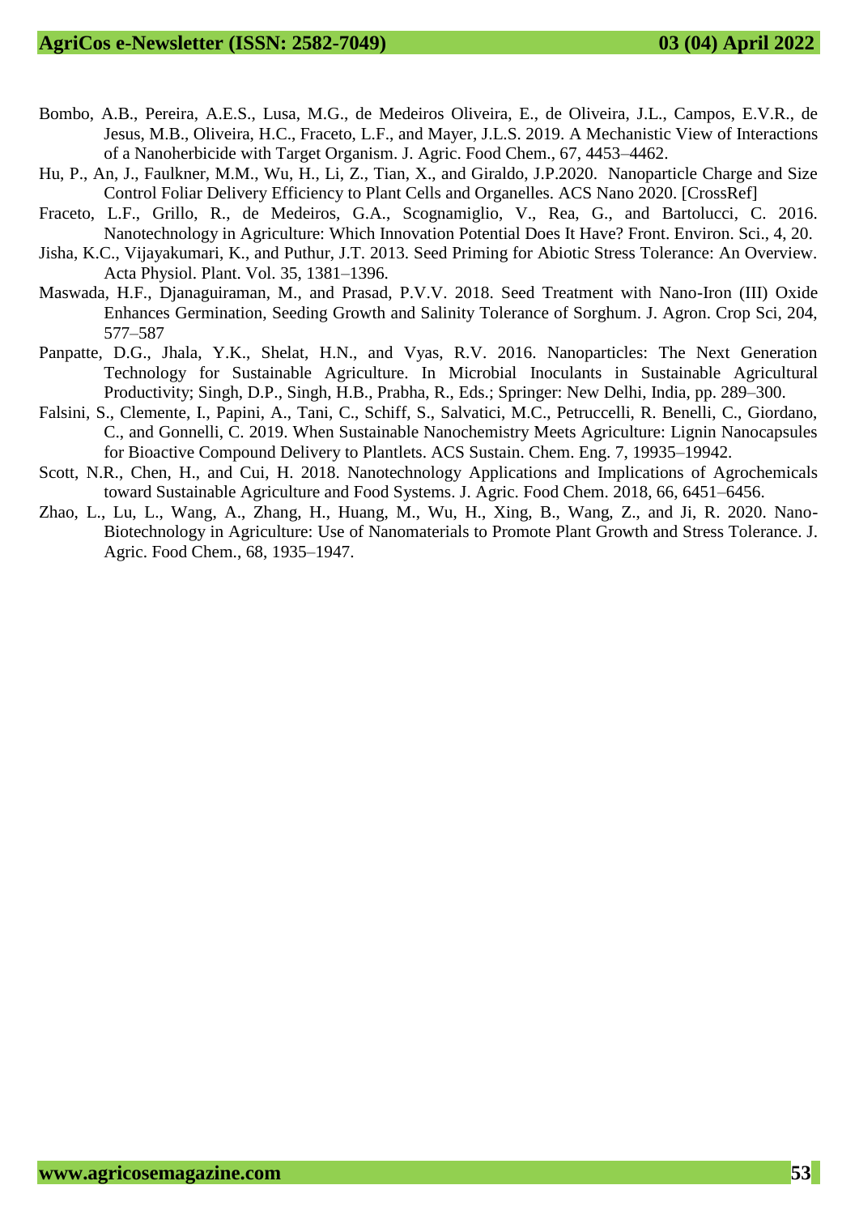Bombo, A.B., Pereira, A.E.S., Lusa, M.G., de Medeiros Oliveira, E., de Oliveira, J.L., Campos, E.V.R., de Jesus, M.B., Oliveira, H.C., Fraceto, L.F., and Mayer, J.L.S. 2019. A Mechanistic View of Interactions of a Nanoherbicide with Target Organism. J. Agric. Food Chem., 67, 4453–4462.

Hu, P., An, J., Faulkner, M.M., Wu, H., Li, Z., Tian, X., and Giraldo, J.P.2020. Nanoparticle Charge and Size Control Foliar Delivery Efficiency to Plant Cells and Organelles. ACS Nano 2020. [CrossRef]

Fraceto, L.F., Grillo, R., de Medeiros, G.A., Scognamiglio, V., Rea, G., and Bartolucci, C. 2016. Nanotechnology in Agriculture: Which Innovation Potential Does It Have? Front. Environ. Sci., 4, 20.

Jisha, K.C., Vijayakumari, K., and Puthur, J.T. 2013. Seed Priming for Abiotic Stress Tolerance: An Overview. Acta Physiol. Plant. Vol. 35, 1381–1396.

Maswada, H.F., Djanaguiraman, M., and Prasad, P.V.V. 2018. Seed Treatment with Nano-Iron (III) Oxide Enhances Germination, Seeding Growth and Salinity Tolerance of Sorghum. J. Agron. Crop Sci, 204, 577–587

Panpatte, D.G., Jhala, Y.K., Shelat, H.N., and Vyas, R.V. 2016. Nanoparticles: The Next Generation Technology for Sustainable Agriculture. In Microbial Inoculants in Sustainable Agricultural Productivity; Singh, D.P., Singh, H.B., Prabha, R., Eds.; Springer: New Delhi, India, pp. 289–300.

Falsini, S., Clemente, I., Papini, A., Tani, C., Schiff, S., Salvatici, M.C., Petruccelli, R. Benelli, C., Giordano, C., and Gonnelli, C. 2019. When Sustainable Nanochemistry Meets Agriculture: Lignin Nanocapsules for Bioactive Compound Delivery to Plantlets. ACS Sustain. Chem. Eng. 7, 19935–19942.

Scott, N.R., Chen, H., and Cui, H. 2018. Nanotechnology Applications and Implications of Agrochemicals toward Sustainable Agriculture and Food Systems. J. Agric. Food Chem. 2018, 66, 6451–6456.

Zhao, L., Lu, L., Wang, A., Zhang, H., Huang, M., Wu, H., Xing, B., Wang, Z., and Ji, R. 2020. Nano-Biotechnology in Agriculture: Use of Nanomaterials to Promote Plant Growth and Stress Tolerance. J. Agric. Food Chem., 68, 1935–1947.